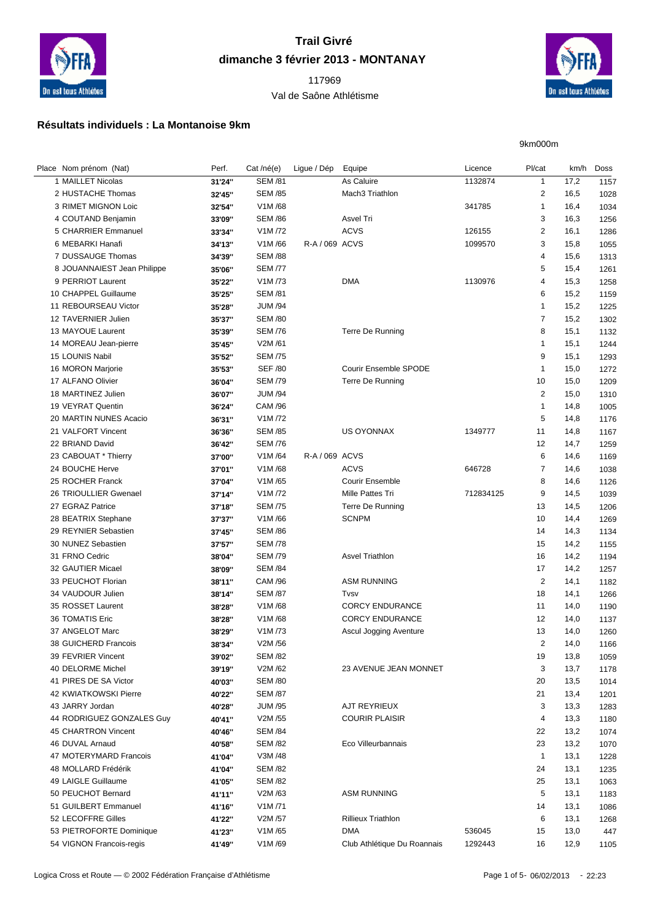# Trail Givré

## dimanche 3 février 2013 - MONTANAY

117969

Val de Saône Athlétisme

### Résultats individuels : La Montanoise 9km

9km000m

| Place | Nom prénom (Nat) | Perf. | Cat /né(e) | Ligue / Dép | Equipe | Licence | Pl/cat | km/h | Doss |
|---|---|---|---|---|---|---|---|---|---|
| 1 | MAILLET Nicolas | 31'24'' | SEM /81 | | As Caluire | 1132874 | 1 | 17,2 | 1157 |
| 2 | HUSTACHE Thomas | 32'45'' | SEM /85 | | Mach3 Triathlon | | 2 | 16,5 | 1028 |
| 3 | RIMET MIGNON Loic | 32'54'' | V1M /68 | | | 341785 | 1 | 16,4 | 1034 |
| 4 | COUTAND Benjamin | 33'09'' | SEM /86 | | Asvel Tri | | 3 | 16,3 | 1256 |
| 5 | CHARRIER Emmanuel | 33'34'' | V1M /72 | | ACVS | 126155 | 2 | 16,1 | 1286 |
| 6 | MEBARKI Hanafi | 34'13'' | V1M /66 | R-A / 069 | ACVS | 1099570 | 3 | 15,8 | 1055 |
| 7 | DUSSAUGE Thomas | 34'39'' | SEM /88 | | | | 4 | 15,6 | 1313 |
| 8 | JOUANNAIEST Jean Philippe | 35'06'' | SEM /77 | | | | 5 | 15,4 | 1261 |
| 9 | PERRIOT Laurent | 35'22'' | V1M /73 | | DMA | 1130976 | 4 | 15,3 | 1258 |
| 10 | CHAPPEL Guillaume | 35'25'' | SEM /81 | | | | 6 | 15,2 | 1159 |
| 11 | REBOURSEAU Victor | 35'28'' | JUM /94 | | | | 1 | 15,2 | 1225 |
| 12 | TAVERNIER Julien | 35'37'' | SEM /80 | | | | 7 | 15,2 | 1302 |
| 13 | MAYOUE Laurent | 35'39'' | SEM /76 | | Terre De Running | | 8 | 15,1 | 1132 |
| 14 | MOREAU Jean-pierre | 35'45'' | V2M /61 | | | | 1 | 15,1 | 1244 |
| 15 | LOUNIS Nabil | 35'52'' | SEM /75 | | | | 9 | 15,1 | 1293 |
| 16 | MORON Marjorie | 35'53'' | SEF /80 | | Courir Ensemble SPODE | | 1 | 15,0 | 1272 |
| 17 | ALFANO Olivier | 36'04'' | SEM /79 | | Terre De Running | | 10 | 15,0 | 1209 |
| 18 | MARTINEZ Julien | 36'07'' | JUM /94 | | | | 2 | 15,0 | 1310 |
| 19 | VEYRAT Quentin | 36'24'' | CAM /96 | | | | 1 | 14,8 | 1005 |
| 20 | MARTIN NUNES Acacio | 36'31'' | V1M /72 | | | | 5 | 14,8 | 1176 |
| 21 | VALFORT Vincent | 36'36'' | SEM /85 | | US OYONNAX | 1349777 | 11 | 14,8 | 1167 |
| 22 | BRIAND David | 36'42'' | SEM /76 | | | | 12 | 14,7 | 1259 |
| 23 | CABOUAT * Thierry | 37'00'' | V1M /64 | R-A / 069 | ACVS | | 6 | 14,6 | 1169 |
| 24 | BOUCHE Herve | 37'01'' | V1M /68 | | ACVS | 646728 | 7 | 14,6 | 1038 |
| 25 | ROCHER Franck | 37'04'' | V1M /65 | | Courir Ensemble | | 8 | 14,6 | 1126 |
| 26 | TRIOULLIER Gwenael | 37'14'' | V1M /72 | | Mille Pattes Tri | 712834125 | 9 | 14,5 | 1039 |
| 27 | EGRAZ Patrice | 37'18'' | SEM /75 | | Terre De Running | | 13 | 14,5 | 1206 |
| 28 | BEATRIX Stephane | 37'37'' | V1M /66 | | SCNPM | | 10 | 14,4 | 1269 |
| 29 | REYNIER Sebastien | 37'45'' | SEM /86 | | | | 14 | 14,3 | 1134 |
| 30 | NUNEZ Sebastien | 37'57'' | SEM /78 | | | | 15 | 14,2 | 1155 |
| 31 | FRNO Cedric | 38'04'' | SEM /79 | | Asvel Triathlon | | 16 | 14,2 | 1194 |
| 32 | GAUTIER Micael | 38'09'' | SEM /84 | | | | 17 | 14,2 | 1257 |
| 33 | PEUCHOT Florian | 38'11'' | CAM /96 | | ASM RUNNING | | 2 | 14,1 | 1182 |
| 34 | VAUDOUR Julien | 38'14'' | SEM /87 | | Tvsv | | 18 | 14,1 | 1266 |
| 35 | ROSSET Laurent | 38'28'' | V1M /68 | | CORCY ENDURANCE | | 11 | 14,0 | 1190 |
| 36 | TOMATIS Eric | 38'28'' | V1M /68 | | CORCY ENDURANCE | | 12 | 14,0 | 1137 |
| 37 | ANGELOT Marc | 38'29'' | V1M /73 | | Ascul Jogging Aventure | | 13 | 14,0 | 1260 |
| 38 | GUICHERD Francois | 38'34'' | V2M /56 | | | | 2 | 14,0 | 1166 |
| 39 | FEVRIER Vincent | 39'02'' | SEM /82 | | | | 19 | 13,8 | 1059 |
| 40 | DELORME Michel | 39'19'' | V2M /62 | | 23 AVENUE JEAN MONNET | | 3 | 13,7 | 1178 |
| 41 | PIRES DE SA Victor | 40'03'' | SEM /80 | | | | 20 | 13,5 | 1014 |
| 42 | KWIATKOWSKI Pierre | 40'22'' | SEM /87 | | | | 21 | 13,4 | 1201 |
| 43 | JARRY Jordan | 40'28'' | JUM /95 | | AJT REYRIEUX | | 3 | 13,3 | 1283 |
| 44 | RODRIGUEZ GONZALES Guy | 40'41'' | V2M /55 | | COURIR PLAISIR | | 4 | 13,3 | 1180 |
| 45 | CHARTRON Vincent | 40'46'' | SEM /84 | | | | 22 | 13,2 | 1074 |
| 46 | DUVAL Arnaud | 40'58'' | SEM /82 | | Eco Villeurbannais | | 23 | 13,2 | 1070 |
| 47 | MOTERYMARD Francois | 41'04'' | V3M /48 | | | | 1 | 13,1 | 1228 |
| 48 | MOLLARD Frédérik | 41'04'' | SEM /82 | | | | 24 | 13,1 | 1235 |
| 49 | LAIGLE Guillaume | 41'05'' | SEM /82 | | | | 25 | 13,1 | 1063 |
| 50 | PEUCHOT Bernard | 41'11'' | V2M /63 | | ASM RUNNING | | 5 | 13,1 | 1183 |
| 51 | GUILBERT Emmanuel | 41'16'' | V1M /71 | | | | 14 | 13,1 | 1086 |
| 52 | LECOFFRE Gilles | 41'22'' | V2M /57 | | Rillieux Triathlon | | 6 | 13,1 | 1268 |
| 53 | PIETROFORTE Dominique | 41'23'' | V1M /65 | | DMA | 536045 | 15 | 13,0 | 447 |
| 54 | VIGNON Francois-regis | 41'49'' | V1M /69 | | Club Athlétique Du Roannais | 1292443 | 16 | 12,9 | 1105 |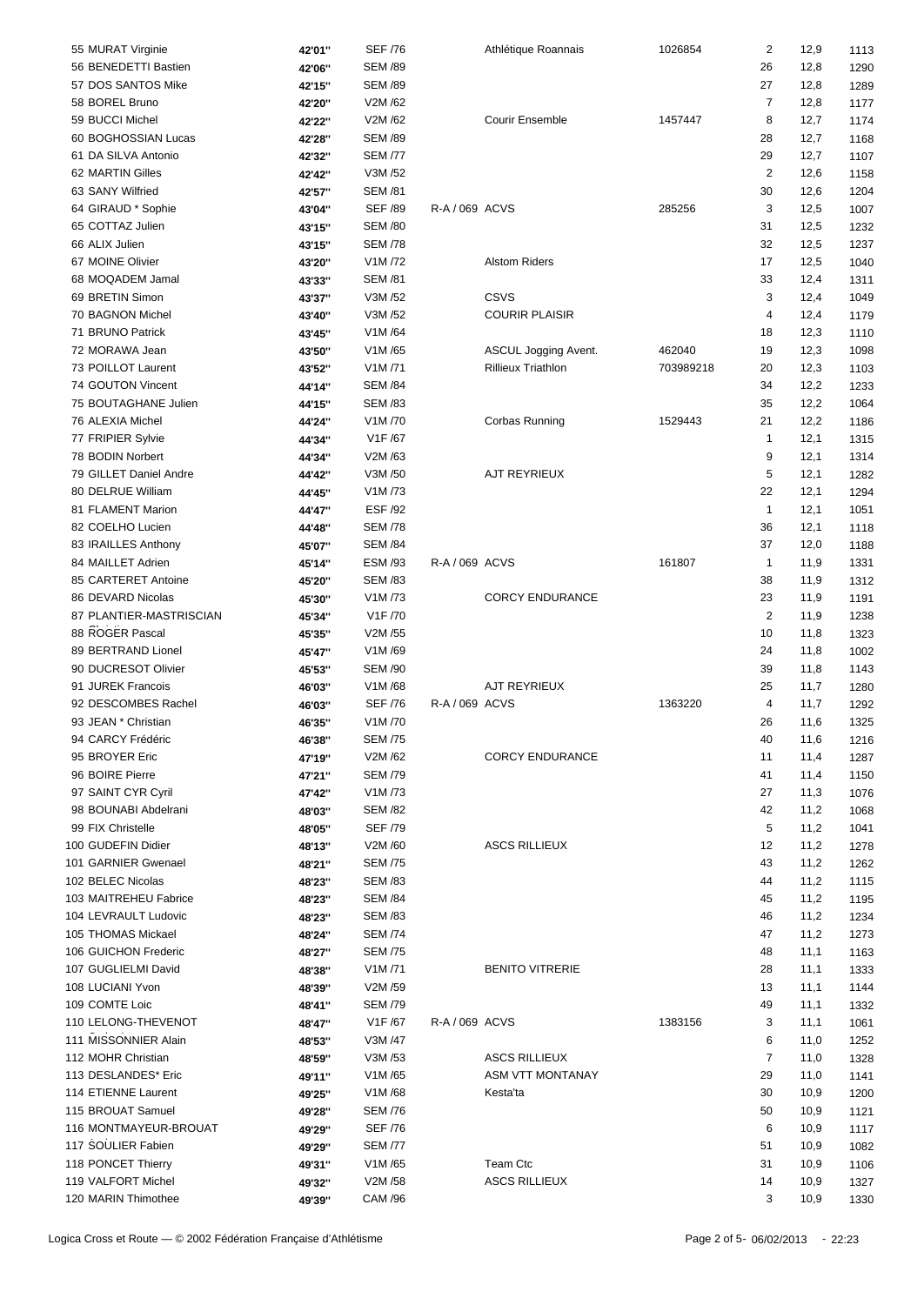| | | | | | | | | |
|---|---|---|---|---|---|---|---|---|
| 55 MURAT Virginie | 42'01'' | SEF /76 | | Athlétique Roannais | 1026854 | 2 | 12,9 | 1113 |
| 56 BENEDETTI Bastien | 42'06'' | SEM /89 | | | | 26 | 12,8 | 1290 |
| 57 DOS SANTOS Mike | 42'15'' | SEM /89 | | | | 27 | 12,8 | 1289 |
| 58 BOREL Bruno | 42'20'' | V2M /62 | | | | 7 | 12,8 | 1177 |
| 59 BUCCI Michel | 42'22'' | V2M /62 | | Courir Ensemble | 1457447 | 8 | 12,7 | 1174 |
| 60 BOGHOSSIAN Lucas | 42'28'' | SEM /89 | | | | 28 | 12,7 | 1168 |
| 61 DA SILVA Antonio | 42'32'' | SEM /77 | | | | 29 | 12,7 | 1107 |
| 62 MARTIN Gilles | 42'42'' | V3M /52 | | | | 2 | 12,6 | 1158 |
| 63 SANY Wilfried | 42'57'' | SEM /81 | | | | 30 | 12,6 | 1204 |
| 64 GIRAUD * Sophie | 43'04'' | SEF /89 | R-A / 069 | ACVS | 285256 | 3 | 12,5 | 1007 |
| 65 COTTAZ Julien | 43'15'' | SEM /80 | | | | 31 | 12,5 | 1232 |
| 66 ALIX Julien | 43'15'' | SEM /78 | | | | 32 | 12,5 | 1237 |
| 67 MOINE Olivier | 43'20'' | V1M /72 | | Alstom Riders | | 17 | 12,5 | 1040 |
| 68 MOQADEM Jamal | 43'33'' | SEM /81 | | | | 33 | 12,4 | 1311 |
| 69 BRETIN Simon | 43'37'' | V3M /52 | | CSVS | | 3 | 12,4 | 1049 |
| 70 BAGNON Michel | 43'40'' | V3M /52 | | COURIR PLAISIR | | 4 | 12,4 | 1179 |
| 71 BRUNO Patrick | 43'45'' | V1M /64 | | | | 18 | 12,3 | 1110 |
| 72 MORAWA Jean | 43'50'' | V1M /65 | | ASCUL Jogging Avent. | 462040 | 19 | 12,3 | 1098 |
| 73 POILLOT Laurent | 43'52'' | V1M /71 | | Rillieux Triathlon | 703989218 | 20 | 12,3 | 1103 |
| 74 GOUTON Vincent | 44'14'' | SEM /84 | | | | 34 | 12,2 | 1233 |
| 75 BOUTAGHANE Julien | 44'15'' | SEM /83 | | | | 35 | 12,2 | 1064 |
| 76 ALEXIA Michel | 44'24'' | V1M /70 | | Corbas Running | 1529443 | 21 | 12,2 | 1186 |
| 77 FRIPIER Sylvie | 44'34'' | V1F /67 | | | | 1 | 12,1 | 1315 |
| 78 BODIN Norbert | 44'34'' | V2M /63 | | | | 9 | 12,1 | 1314 |
| 79 GILLET Daniel Andre | 44'42'' | V3M /50 | | AJT REYRIEUX | | 5 | 12,1 | 1282 |
| 80 DELRUE William | 44'45'' | V1M /73 | | | | 22 | 12,1 | 1294 |
| 81 FLAMENT Marion | 44'47'' | ESF /92 | | | | 1 | 12,1 | 1051 |
| 82 COELHO Lucien | 44'48'' | SEM /78 | | | | 36 | 12,1 | 1118 |
| 83 IRAILLES Anthony | 45'07'' | SEM /84 | | | | 37 | 12,0 | 1188 |
| 84 MAILLET Adrien | 45'14'' | ESM /93 | R-A / 069 | ACVS | 161807 | 1 | 11,9 | 1331 |
| 85 CARTERET Antoine | 45'20'' | SEM /83 | | | | 38 | 11,9 | 1312 |
| 86 DEVARD Nicolas | 45'30'' | V1M /73 | | CORCY ENDURANCE | | 23 | 11,9 | 1191 |
| 87 PLANTIER-MASTRISCIAN | 45'34'' | V1F /70 | | | | 2 | 11,9 | 1238 |
| 88 ROGER Pascal | 45'35'' | V2M /55 | | | | 10 | 11,8 | 1323 |
| 89 BERTRAND Lionel | 45'47'' | V1M /69 | | | | 24 | 11,8 | 1002 |
| 90 DUCRESOT Olivier | 45'53'' | SEM /90 | | | | 39 | 11,8 | 1143 |
| 91 JUREK Francois | 46'03'' | V1M /68 | | AJT REYRIEUX | | 25 | 11,7 | 1280 |
| 92 DESCOMBES Rachel | 46'03'' | SEF /76 | R-A / 069 | ACVS | 1363220 | 4 | 11,7 | 1292 |
| 93 JEAN * Christian | 46'35'' | V1M /70 | | | | 26 | 11,6 | 1325 |
| 94 CARCY Frédéric | 46'38'' | SEM /75 | | | | 40 | 11,6 | 1216 |
| 95 BROYER Eric | 47'19'' | V2M /62 | | CORCY ENDURANCE | | 11 | 11,4 | 1287 |
| 96 BOIRE Pierre | 47'21'' | SEM /79 | | | | 41 | 11,4 | 1150 |
| 97 SAINT CYR Cyril | 47'42'' | V1M /73 | | | | 27 | 11,3 | 1076 |
| 98 BOUNABI Abdelrani | 48'03'' | SEM /82 | | | | 42 | 11,2 | 1068 |
| 99 FIX Christelle | 48'05'' | SEF /79 | | | | 5 | 11,2 | 1041 |
| 100 GUDEFIN Didier | 48'13'' | V2M /60 | | ASCS RILLIEUX | | 12 | 11,2 | 1278 |
| 101 GARNIER Gwenael | 48'21'' | SEM /75 | | | | 43 | 11,2 | 1262 |
| 102 BELEC Nicolas | 48'23'' | SEM /83 | | | | 44 | 11,2 | 1115 |
| 103 MAITREHEU Fabrice | 48'23'' | SEM /84 | | | | 45 | 11,2 | 1195 |
| 104 LEVRAULT Ludovic | 48'23'' | SEM /83 | | | | 46 | 11,2 | 1234 |
| 105 THOMAS Mickael | 48'24'' | SEM /74 | | | | 47 | 11,2 | 1273 |
| 106 GUICHON Frederic | 48'27'' | SEM /75 | | | | 48 | 11,1 | 1163 |
| 107 GUGLIELMI David | 48'38'' | V1M /71 | | BENITO VITRERIE | | 28 | 11,1 | 1333 |
| 108 LUCIANI Yvon | 48'39'' | V2M /59 | | | | 13 | 11,1 | 1144 |
| 109 COMTE Loic | 48'41'' | SEM /79 | | | | 49 | 11,1 | 1332 |
| 110 LELONG-THEVENOT | 48'47'' | V1F /67 | R-A / 069 | ACVS | 1383156 | 3 | 11,1 | 1061 |
| 111 MISSONNIER Alain | 48'53'' | V3M /47 | | | | 6 | 11,0 | 1252 |
| 112 MOHR Christian | 48'59'' | V3M /53 | | ASCS RILLIEUX | | 7 | 11,0 | 1328 |
| 113 DESLANDES* Eric | 49'11'' | V1M /65 | | ASM VTT MONTANAY | | 29 | 11,0 | 1141 |
| 114 ETIENNE Laurent | 49'25'' | V1M /68 | | Kesta'ta | | 30 | 10,9 | 1200 |
| 115 BROUAT Samuel | 49'28'' | SEM /76 | | | | 50 | 10,9 | 1121 |
| 116 MONTMAYEUR-BROUAT | 49'29'' | SEF /76 | | | | 6 | 10,9 | 1117 |
| 117 SOULIER Fabien | 49'29'' | SEM /77 | | | | 51 | 10,9 | 1082 |
| 118 PONCET Thierry | 49'31'' | V1M /65 | | Team Ctc | | 31 | 10,9 | 1106 |
| 119 VALFORT Michel | 49'32'' | V2M /58 | | ASCS RILLIEUX | | 14 | 10,9 | 1327 |
| 120 MARIN Thimothee | 49'39'' | CAM /96 | | | | 3 | 10,9 | 1330 |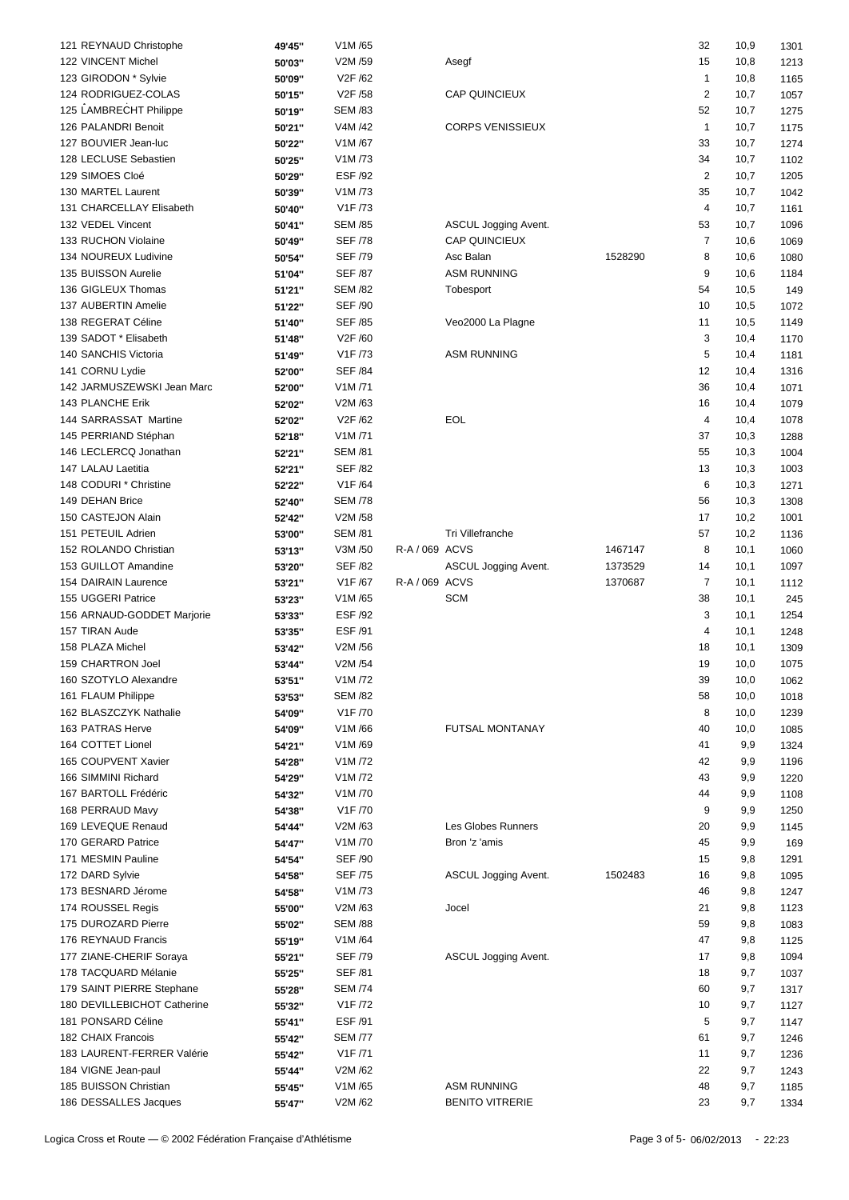| | | | | | | | | |
|---|---|---|---|---|---|---|---|---|
| 121 REYNAUD Christophe | 49'45'' | V1M /65 | | | | 32 | 10,9 | 1301 |
| 122 VINCENT Michel | 50'03'' | V2M /59 | | Asegf | | 15 | 10,8 | 1213 |
| 123 GIRODON * Sylvie | 50'09'' | V2F /62 | | | | 1 | 10,8 | 1165 |
| 124 RODRIGUEZ-COLAS | 50'15'' | V2F /58 | | CAP QUINCIEUX | | 2 | 10,7 | 1057 |
| 125 LAMBRECHT Philippe | 50'19'' | SEM /83 | | | | 52 | 10,7 | 1275 |
| 126 PALANDRI Benoit | 50'21'' | V4M /42 | | CORPS VENISSIEUX | | 1 | 10,7 | 1175 |
| 127 BOUVIER Jean-luc | 50'22'' | V1M /67 | | | | 33 | 10,7 | 1274 |
| 128 LECLUSE Sebastien | 50'25'' | V1M /73 | | | | 34 | 10,7 | 1102 |
| 129 SIMOES Cloé | 50'29'' | ESF /92 | | | | 2 | 10,7 | 1205 |
| 130 MARTEL Laurent | 50'39'' | V1M /73 | | | | 35 | 10,7 | 1042 |
| 131 CHARCELLAY Elisabeth | 50'40'' | V1F /73 | | | | 4 | 10,7 | 1161 |
| 132 VEDEL Vincent | 50'41'' | SEM /85 | | ASCUL Jogging Avent. | | 53 | 10,7 | 1096 |
| 133 RUCHON Violaine | 50'49'' | SEF /78 | | CAP QUINCIEUX | | 7 | 10,6 | 1069 |
| 134 NOUREUX Ludivine | 50'54'' | SEF /79 | | Asc Balan | 1528290 | 8 | 10,6 | 1080 |
| 135 BUISSON Aurelie | 51'04'' | SEF /87 | | ASM RUNNING | | 9 | 10,6 | 1184 |
| 136 GIGLEUX Thomas | 51'21'' | SEM /82 | | Tobesport | | 54 | 10,5 | 149 |
| 137 AUBERTIN Amelie | 51'22'' | SEF /90 | | | | 10 | 10,5 | 1072 |
| 138 REGERAT Céline | 51'40'' | SEF /85 | | Veo2000 La Plagne | | 11 | 10,5 | 1149 |
| 139 SADOT * Elisabeth | 51'48'' | V2F /60 | | | | 3 | 10,4 | 1170 |
| 140 SANCHIS Victoria | 51'49'' | V1F /73 | | ASM RUNNING | | 5 | 10,4 | 1181 |
| 141 CORNU Lydie | 52'00'' | SEF /84 | | | | 12 | 10,4 | 1316 |
| 142 JARMUSZEWSKI Jean Marc | 52'00'' | V1M /71 | | | | 36 | 10,4 | 1071 |
| 143 PLANCHE Erik | 52'02'' | V2M /63 | | | | 16 | 10,4 | 1079 |
| 144 SARRASSAT Martine | 52'02'' | V2F /62 | | EOL | | 4 | 10,4 | 1078 |
| 145 PERRIAND Stéphan | 52'18'' | V1M /71 | | | | 37 | 10,3 | 1288 |
| 146 LECLERCQ Jonathan | 52'21'' | SEM /81 | | | | 55 | 10,3 | 1004 |
| 147 LALAU Laetitia | 52'21'' | SEF /82 | | | | 13 | 10,3 | 1003 |
| 148 CODURI * Christine | 52'22'' | V1F /64 | | | | 6 | 10,3 | 1271 |
| 149 DEHAN Brice | 52'40'' | SEM /78 | | | | 56 | 10,3 | 1308 |
| 150 CASTEJON Alain | 52'42'' | V2M /58 | | | | 17 | 10,2 | 1001 |
| 151 PETEUIL Adrien | 53'00'' | SEM /81 | | Tri Villefranche | | 57 | 10,2 | 1136 |
| 152 ROLANDO Christian | 53'13'' | V3M /50 | R-A / 069 | ACVS | 1467147 | 8 | 10,1 | 1060 |
| 153 GUILLOT Amandine | 53'20'' | SEF /82 | | ASCUL Jogging Avent. | 1373529 | 14 | 10,1 | 1097 |
| 154 DAIRAIN Laurence | 53'21'' | V1F /67 | R-A / 069 | ACVS | 1370687 | 7 | 10,1 | 1112 |
| 155 UGGERI Patrice | 53'23'' | V1M /65 | | SCM | | 38 | 10,1 | 245 |
| 156 ARNAUD-GODDET Marjorie | 53'33'' | ESF /92 | | | | 3 | 10,1 | 1254 |
| 157 TIRAN Aude | 53'35'' | ESF /91 | | | | 4 | 10,1 | 1248 |
| 158 PLAZA Michel | 53'42'' | V2M /56 | | | | 18 | 10,1 | 1309 |
| 159 CHARTRON Joel | 53'44'' | V2M /54 | | | | 19 | 10,0 | 1075 |
| 160 SZOTYLO Alexandre | 53'51'' | V1M /72 | | | | 39 | 10,0 | 1062 |
| 161 FLAUM Philippe | 53'53'' | SEM /82 | | | | 58 | 10,0 | 1018 |
| 162 BLASZCZYK Nathalie | 54'09'' | V1F /70 | | | | 8 | 10,0 | 1239 |
| 163 PATRAS Herve | 54'09'' | V1M /66 | | FUTSAL MONTANAY | | 40 | 10,0 | 1085 |
| 164 COTTET Lionel | 54'21'' | V1M /69 | | | | 41 | 9,9 | 1324 |
| 165 COUPVENT Xavier | 54'28'' | V1M /72 | | | | 42 | 9,9 | 1196 |
| 166 SIMMINI Richard | 54'29'' | V1M /72 | | | | 43 | 9,9 | 1220 |
| 167 BARTOLL Frédéric | 54'32'' | V1M /70 | | | | 44 | 9,9 | 1108 |
| 168 PERRAUD Mavy | 54'38'' | V1F /70 | | | | 9 | 9,9 | 1250 |
| 169 LEVEQUE Renaud | 54'44'' | V2M /63 | | Les Globes Runners | | 20 | 9,9 | 1145 |
| 170 GERARD Patrice | 54'47'' | V1M /70 | | Bron 'z 'amis | | 45 | 9,9 | 169 |
| 171 MESMIN Pauline | 54'54'' | SEF /90 | | | | 15 | 9,8 | 1291 |
| 172 DARD Sylvie | 54'58'' | SEF /75 | | ASCUL Jogging Avent. | 1502483 | 16 | 9,8 | 1095 |
| 173 BESNARD Jérome | 54'58'' | V1M /73 | | | | 46 | 9,8 | 1247 |
| 174 ROUSSEL Regis | 55'00'' | V2M /63 | | Jocel | | 21 | 9,8 | 1123 |
| 175 DUROZARD Pierre | 55'02'' | SEM /88 | | | | 59 | 9,8 | 1083 |
| 176 REYNAUD Francis | 55'19'' | V1M /64 | | | | 47 | 9,8 | 1125 |
| 177 ZIANE-CHERIF Soraya | 55'21'' | SEF /79 | | ASCUL Jogging Avent. | | 17 | 9,8 | 1094 |
| 178 TACQUARD Mélanie | 55'25'' | SEF /81 | | | | 18 | 9,7 | 1037 |
| 179 SAINT PIERRE Stephane | 55'28'' | SEM /74 | | | | 60 | 9,7 | 1317 |
| 180 DEVILLEBICHOT Catherine | 55'32'' | V1F /72 | | | | 10 | 9,7 | 1127 |
| 181 PONSARD Céline | 55'41'' | ESF /91 | | | | 5 | 9,7 | 1147 |
| 182 CHAIX Francois | 55'42'' | SEM /77 | | | | 61 | 9,7 | 1246 |
| 183 LAURENT-FERRER Valérie | 55'42'' | V1F /71 | | | | 11 | 9,7 | 1236 |
| 184 VIGNE Jean-paul | 55'44'' | V2M /62 | | | | 22 | 9,7 | 1243 |
| 185 BUISSON Christian | 55'45'' | V1M /65 | | ASM RUNNING | | 48 | 9,7 | 1185 |
| 186 DESSALLES Jacques | 55'47'' | V2M /62 | | BENITO VITRERIE | | 23 | 9,7 | 1334 |

Logica Cross et Route — © 2002 Fédération Française d'Athlétisme — 06/02/2013 - 22:23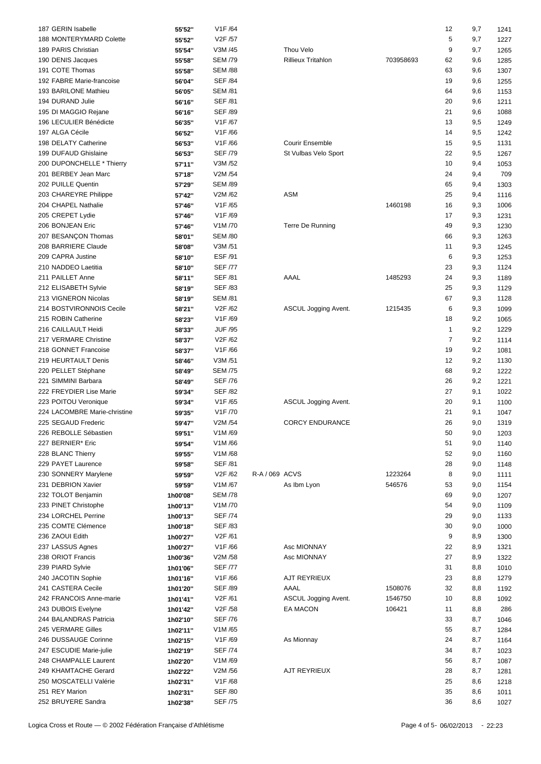| | | | | | | | | |
|---|---|---|---|---|---|---|---|---|
| 187 GERIN Isabelle | 55'52'' | V1F /64 | | | | 12 | 9,7 | 1241 |
| 188 MONTERYMARD Colette | 55'52'' | V2F /57 | | | | 5 | 9,7 | 1227 |
| 189 PARIS Christian | 55'54'' | V3M /45 | | Thou Velo | | 9 | 9,7 | 1265 |
| 190 DENIS Jacques | 55'58'' | SEM /79 | | Rillieux Tritahlon | 703958693 | 62 | 9,6 | 1285 |
| 191 COTE Thomas | 55'58'' | SEM /88 | | | | 63 | 9,6 | 1307 |
| 192 FABRE Marie-francoise | 56'04'' | SEF /84 | | | | 19 | 9,6 | 1255 |
| 193 BARILONE Mathieu | 56'05'' | SEM /81 | | | | 64 | 9,6 | 1153 |
| 194 DURAND Julie | 56'16'' | SEF /81 | | | | 20 | 9,6 | 1211 |
| 195 DI MAGGIO Rejane | 56'16'' | SEF /89 | | | | 21 | 9,6 | 1088 |
| 196 LECULIER Bénédicte | 56'35'' | V1F /67 | | | | 13 | 9,5 | 1249 |
| 197 ALGA Cécile | 56'52'' | V1F /66 | | | | 14 | 9,5 | 1242 |
| 198 DELATY Catherine | 56'53'' | V1F /66 | | Courir Ensemble | | 15 | 9,5 | 1131 |
| 199 DUFAUD Ghislaine | 56'53'' | SEF /79 | | St Vulbas Velo Sport | | 22 | 9,5 | 1267 |
| 200 DUPONCHELLE * Thierry | 57'11'' | V3M /52 | | | | 10 | 9,4 | 1053 |
| 201 BERBEY Jean Marc | 57'18'' | V2M /54 | | | | 24 | 9,4 | 709 |
| 202 PUILLE Quentin | 57'29'' | SEM /89 | | | | 65 | 9,4 | 1303 |
| 203 CHAREYRE Philippe | 57'42'' | V2M /62 | | ASM | | 25 | 9,4 | 1116 |
| 204 CHAPEL Nathalie | 57'46'' | V1F /65 | | | 1460198 | 16 | 9,3 | 1006 |
| 205 CREPET Lydie | 57'46'' | V1F /69 | | | | 17 | 9,3 | 1231 |
| 206 BONJEAN Eric | 57'46'' | V1M /70 | | Terre De Running | | 49 | 9,3 | 1230 |
| 207 BESANÇON Thomas | 58'01'' | SEM /80 | | | | 66 | 9,3 | 1263 |
| 208 BARRIERE Claude | 58'08'' | V3M /51 | | | | 11 | 9,3 | 1245 |
| 209 CAPRA Justine | 58'10'' | ESF /91 | | | | 6 | 9,3 | 1253 |
| 210 NADDEO Laetitia | 58'10'' | SEF /77 | | | | 23 | 9,3 | 1124 |
| 211 PAILLET Anne | 58'11'' | SEF /81 | | AAAL | 1485293 | 24 | 9,3 | 1189 |
| 212 ELISABETH Sylvie | 58'19'' | SEF /83 | | | | 25 | 9,3 | 1129 |
| 213 VIGNERON Nicolas | 58'19'' | SEM /81 | | | | 67 | 9,3 | 1128 |
| 214 BOSTVIRONNOIS Cecile | 58'21'' | V2F /62 | | ASCUL Jogging Avent. | 1215435 | 6 | 9,3 | 1099 |
| 215 ROBIN Catherine | 58'23'' | V1F /69 | | | | 18 | 9,2 | 1065 |
| 216 CAILLAULT Heidi | 58'33'' | JUF /95 | | | | 1 | 9,2 | 1229 |
| 217 VERMARE Christine | 58'37'' | V2F /62 | | | | 7 | 9,2 | 1114 |
| 218 GONNET Francoise | 58'37'' | V1F /66 | | | | 19 | 9,2 | 1081 |
| 219 HEURTAULT Denis | 58'46'' | V3M /51 | | | | 12 | 9,2 | 1130 |
| 220 PELLET Stéphane | 58'49'' | SEM /75 | | | | 68 | 9,2 | 1222 |
| 221 SIMMINI Barbara | 58'49'' | SEF /76 | | | | 26 | 9,2 | 1221 |
| 222 FREYDIER Lise Marie | 59'34'' | SEF /82 | | | | 27 | 9,1 | 1022 |
| 223 POITOU Veronique | 59'34'' | V1F /65 | | ASCUL Jogging Avent. | | 20 | 9,1 | 1100 |
| 224 LACOMBRE Marie-christine | 59'35'' | V1F /70 | | | | 21 | 9,1 | 1047 |
| 225 SEGAUD Frederic | 59'47'' | V2M /54 | | CORCY ENDURANCE | | 26 | 9,0 | 1319 |
| 226 REBOLLE Sébastien | 59'51'' | V1M /69 | | | | 50 | 9,0 | 1203 |
| 227 BERNIER* Eric | 59'54'' | V1M /66 | | | | 51 | 9,0 | 1140 |
| 228 BLANC Thierry | 59'55'' | V1M /68 | | | | 52 | 9,0 | 1160 |
| 229 PAYET Laurence | 59'58'' | SEF /81 | | | | 28 | 9,0 | 1148 |
| 230 SONNERY Marylene | 59'59'' | V2F /62 | R-A / 069 | ACVS | 1223264 | 8 | 9,0 | 1111 |
| 231 DEBRION Xavier | 59'59'' | V1M /67 | | As Ibm Lyon | 546576 | 53 | 9,0 | 1154 |
| 232 TOLOT Benjamin | 1h00'08'' | SEM /78 | | | | 69 | 9,0 | 1207 |
| 233 PINET Christophe | 1h00'13'' | V1M /70 | | | | 54 | 9,0 | 1109 |
| 234 LORCHEL Perrine | 1h00'13'' | SEF /74 | | | | 29 | 9,0 | 1133 |
| 235 COMTE Clémence | 1h00'18'' | SEF /83 | | | | 30 | 9,0 | 1000 |
| 236 ZAOUI Edith | 1h00'27'' | V2F /61 | | | | 9 | 8,9 | 1300 |
| 237 LASSUS Agnes | 1h00'27'' | V1F /66 | | Asc MIONNAY | | 22 | 8,9 | 1321 |
| 238 ORIOT Francis | 1h00'36'' | V2M /58 | | Asc MIONNAY | | 27 | 8,9 | 1322 |
| 239 PIARD Sylvie | 1h01'06'' | SEF /77 | | | | 31 | 8,8 | 1010 |
| 240 JACOTIN Sophie | 1h01'16'' | V1F /66 | | AJT REYRIEUX | | 23 | 8,8 | 1279 |
| 241 CASTERA Cecile | 1h01'20'' | SEF /89 | | AAAL | 1508076 | 32 | 8,8 | 1192 |
| 242 FRANCOIS Anne-marie | 1h01'41'' | V2F /61 | | ASCUL Jogging Avent. | 1546750 | 10 | 8,8 | 1092 |
| 243 DUBOIS Evelyne | 1h01'42'' | V2F /58 | | EA MACON | 106421 | 11 | 8,8 | 286 |
| 244 BALANDRAS Patricia | 1h02'10'' | SEF /76 | | | | 33 | 8,7 | 1046 |
| 245 VERMARE Gilles | 1h02'11'' | V1M /65 | | | | 55 | 8,7 | 1284 |
| 246 DUSSAUGE Corinne | 1h02'15'' | V1F /69 | | As Mionnay | | 24 | 8,7 | 1164 |
| 247 ESCUDIE Marie-julie | 1h02'19'' | SEF /74 | | | | 34 | 8,7 | 1023 |
| 248 CHAMPALLE Laurent | 1h02'20'' | V1M /69 | | | | 56 | 8,7 | 1087 |
| 249 KHAMTACHE Gerard | 1h02'22'' | V2M /56 | | AJT REYRIEUX | | 28 | 8,7 | 1281 |
| 250 MOSCATELLI Valérie | 1h02'31'' | V1F /68 | | | | 25 | 8,6 | 1218 |
| 251 REY Marion | 1h02'31'' | SEF /80 | | | | 35 | 8,6 | 1011 |
| 252 BRUYERE Sandra | 1h02'38'' | SEF /75 | | | | 36 | 8,6 | 1027 |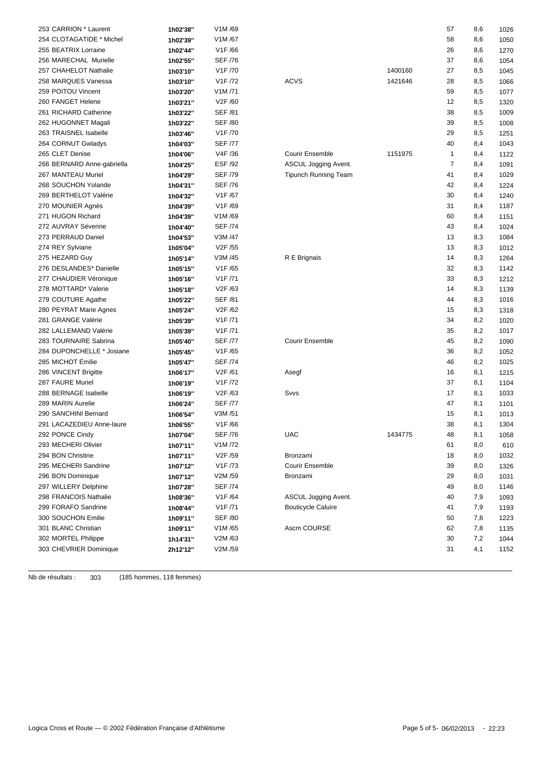| | | | | | | | |
|---|---|---|---|---|---|---|---|
| 253 CARRION * Laurent | 1h02'38'' | V1M /69 | | | 57 | 8,6 | 1026 |
| 254 CLOTAGATIDE * Michel | 1h02'39'' | V1M /67 | | | 58 | 8,6 | 1050 |
| 255 BEATRIX Lorraine | 1h02'44'' | V1F /66 | | | 26 | 8,6 | 1270 |
| 256 MARECHAL Murielle | 1h02'55'' | SEF /76 | | | 37 | 8,6 | 1054 |
| 257 CHAHELOT Nathalie | 1h03'10'' | V1F /70 | | 1400160 | 27 | 8,5 | 1045 |
| 258 MARQUES Vanessa | 1h03'10'' | V1F /72 | ACVS | 1421646 | 28 | 8,5 | 1066 |
| 259 POITOU Vincent | 1h03'20'' | V1M /71 | | | 59 | 8,5 | 1077 |
| 260 FANGET Helene | 1h03'21'' | V2F /60 | | | 12 | 8,5 | 1320 |
| 261 RICHARD Catherine | 1h03'22'' | SEF /81 | | | 38 | 8,5 | 1009 |
| 262 HUGONNET Magali | 1h03'22'' | SEF /80 | | | 39 | 8,5 | 1008 |
| 263 TRAISNEL Isabelle | 1h03'46'' | V1F /70 | | | 29 | 8,5 | 1251 |
| 264 CORNUT Gwladys | 1h04'03'' | SEF /77 | | | 40 | 8,4 | 1043 |
| 265 CLET Denise | 1h04'06'' | V4F /36 | Courir Ensemble | 1151975 | 1 | 8,4 | 1122 |
| 266 BERNARD Anne-gabriella | 1h04'25'' | ESF /92 | ASCUL Jogging Avent. | | 7 | 8,4 | 1091 |
| 267 MANTEAU Muriel | 1h04'29'' | SEF /79 | Tipunch Running Team | | 41 | 8,4 | 1029 |
| 268 SOUCHON Yolande | 1h04'31'' | SEF /76 | | | 42 | 8,4 | 1224 |
| 269 BERTHELOT Valérie | 1h04'32'' | V1F /67 | | | 30 | 8,4 | 1240 |
| 270 MOUNIER Agnès | 1h04'39'' | V1F /69 | | | 31 | 8,4 | 1187 |
| 271 HUGON Richard | 1h04'39'' | V1M /69 | | | 60 | 8,4 | 1151 |
| 272 AUVRAY Séverine | 1h04'40'' | SEF /74 | | | 43 | 8,4 | 1024 |
| 273 PERRAUD Daniel | 1h04'53'' | V3M /47 | | | 13 | 8,3 | 1084 |
| 274 REY Sylviane | 1h05'04'' | V2F /55 | | | 13 | 8,3 | 1012 |
| 275 HEZARD Guy | 1h05'14'' | V3M /45 | R E Brignais | | 14 | 8,3 | 1264 |
| 276 DESLANDES* Danielle | 1h05'15'' | V1F /65 | | | 32 | 8,3 | 1142 |
| 277 CHAUDIER Véronique | 1h05'16'' | V1F /71 | | | 33 | 8,3 | 1212 |
| 278 MOTTARD* Valerie | 1h05'18'' | V2F /63 | | | 14 | 8,3 | 1139 |
| 279 COUTURE Agathe | 1h05'22'' | SEF /81 | | | 44 | 8,3 | 1016 |
| 280 PEYRAT Marie Agnes | 1h05'24'' | V2F /62 | | | 15 | 8,3 | 1318 |
| 281 GRANGE Valérie | 1h05'39'' | V1F /71 | | | 34 | 8,2 | 1020 |
| 282 LALLEMAND Valérie | 1h05'39'' | V1F /71 | | | 35 | 8,2 | 1017 |
| 283 TOURNAIRE Sabrina | 1h05'40'' | SEF /77 | Courir Ensemble | | 45 | 8,2 | 1090 |
| 284 DUPONCHELLE * Josiane | 1h05'45'' | V1F /65 | | | 36 | 8,2 | 1052 |
| 285 MICHOT Émilie | 1h05'47'' | SEF /74 | | | 46 | 8,2 | 1025 |
| 286 VINCENT Brigitte | 1h06'17'' | V2F /61 | Asegf | | 16 | 8,1 | 1215 |
| 287 FAURE Muriel | 1h06'19'' | V1F /72 | | | 37 | 8,1 | 1104 |
| 288 BERNAGE Isabelle | 1h06'19'' | V2F /63 | Svvs | | 17 | 8,1 | 1033 |
| 289 MARIN Aurelie | 1h06'24'' | SEF /77 | | | 47 | 8,1 | 1101 |
| 290 SANCHINI Bernard | 1h06'54'' | V3M /51 | | | 15 | 8,1 | 1013 |
| 291 LACAZEDIEU Anne-laure | 1h06'55'' | V1F /66 | | | 38 | 8,1 | 1304 |
| 292 PONCE Cindy | 1h07'04'' | SEF /76 | UAC | 1434775 | 48 | 8,1 | 1058 |
| 293 MECHERI Olivier | 1h07'11'' | V1M /72 | | | 61 | 8,0 | 610 |
| 294 BON Christine | 1h07'11'' | V2F /59 | Bronzami | | 18 | 8,0 | 1032 |
| 295 MECHERI Sandrine | 1h07'12'' | V1F /73 | Courir Ensemble | | 39 | 8,0 | 1326 |
| 296 BON Dominique | 1h07'12'' | V2M /59 | Bronzami | | 29 | 8,0 | 1031 |
| 297 WILLERY Delphine | 1h07'28'' | SEF /74 | | | 49 | 8,0 | 1146 |
| 298 FRANCOIS Nathalie | 1h08'36'' | V1F /64 | ASCUL Jogging Avent. | | 40 | 7,9 | 1093 |
| 299 FORAFO Sandrine | 1h08'44'' | V1F /71 | Bouticycle Caluire | | 41 | 7,9 | 1193 |
| 300 SOUCHON Emilie | 1h09'11'' | SEF /80 | | | 50 | 7,8 | 1223 |
| 301 BLANC Christian | 1h09'11'' | V1M /65 | Ascm COURSE | | 62 | 7,8 | 1135 |
| 302 MORTEL Philippe | 1h14'31'' | V2M /63 | | | 30 | 7,2 | 1044 |
| 303 CHEVRIER Dominique | 2h12'12'' | V2M /59 | | | 31 | 4,1 | 1152 |

Nb de résultats : 303 (185 hommes, 118 femmes)

Logica Cross et Route — © 2002 Fédération Française d'Athlétisme